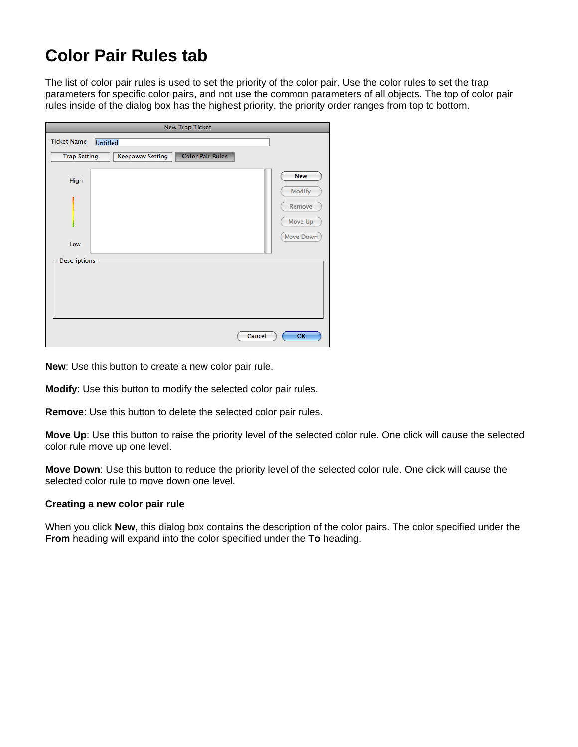# Color Pair Rules tab

The list of color pair rules is used to set the priority of the color pair. Use the color rules to set the trap parameters for specific color pairs, and not use the common parameters of all objects. The top of color pair rules inside of the dialog box has the highest priority, the priority order ranges from top to bottom.

**New**: Use this button to create a new color pair rule.

**Modify**: Use this button to modify the selected color pair rules.

**Remove**: Use this button to delete the selected color pair rules.

**Move Up**: Use this button to raise the priority level of the selected color rule. One click will cause the selected color rule move up one level.

**Move Down**: Use this button to reduce the priority level of the selected color rule. One click will cause the selected color rule to move down one level.

**Creating a new color pair rule**

When you click **New**, this dialog box contains the description of the color pairs. The color specified under the **From** heading will expand into the color specified under the **To** heading.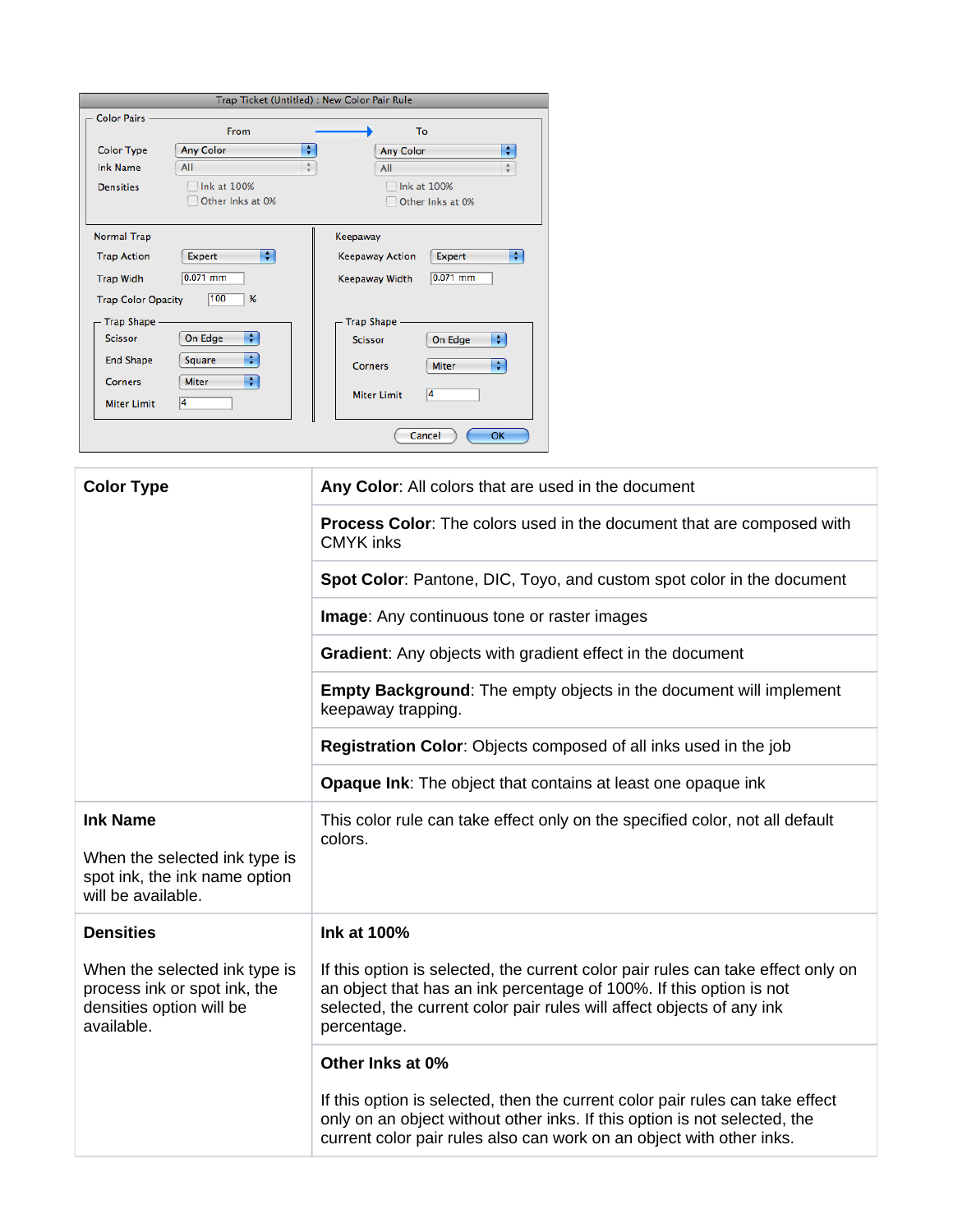| | |
|---|---|
| **Color Type** | **Any Color**: All colors that are used in the document |
| | **Process Color**: The colors used in the document that are composed with CMYK inks |
| | **Spot Color**: Pantone, DIC, Toyo, and custom spot color in the document |
| | **Image**: Any continuous tone or raster images |
| | **Gradient**: Any objects with gradient effect in the document |
| | **Empty Background**: The empty objects in the document will implement keepaway trapping. |
| | **Registration Color**: Objects composed of all inks used in the job |
| | **Opaque Ink**: The object that contains at least one opaque ink |
| **Ink Name**<br><br>When the selected ink type is spot ink, the ink name option will be available. | This color rule can take effect only on the specified color, not all default colors. |
| **Densities**<br><br>When the selected ink type is process ink or spot ink, the densities option will be available. | **Ink at 100%**<br><br>If this option is selected, the current color pair rules can take effect only on an object that has an ink percentage of 100%. If this option is not selected, the current color pair rules will affect objects of any ink percentage. |
| | **Other Inks at 0%**<br><br>If this option is selected, then the current color pair rules can take effect only on an object without other inks. If this option is not selected, the current color pair rules also can work on an object with other inks. |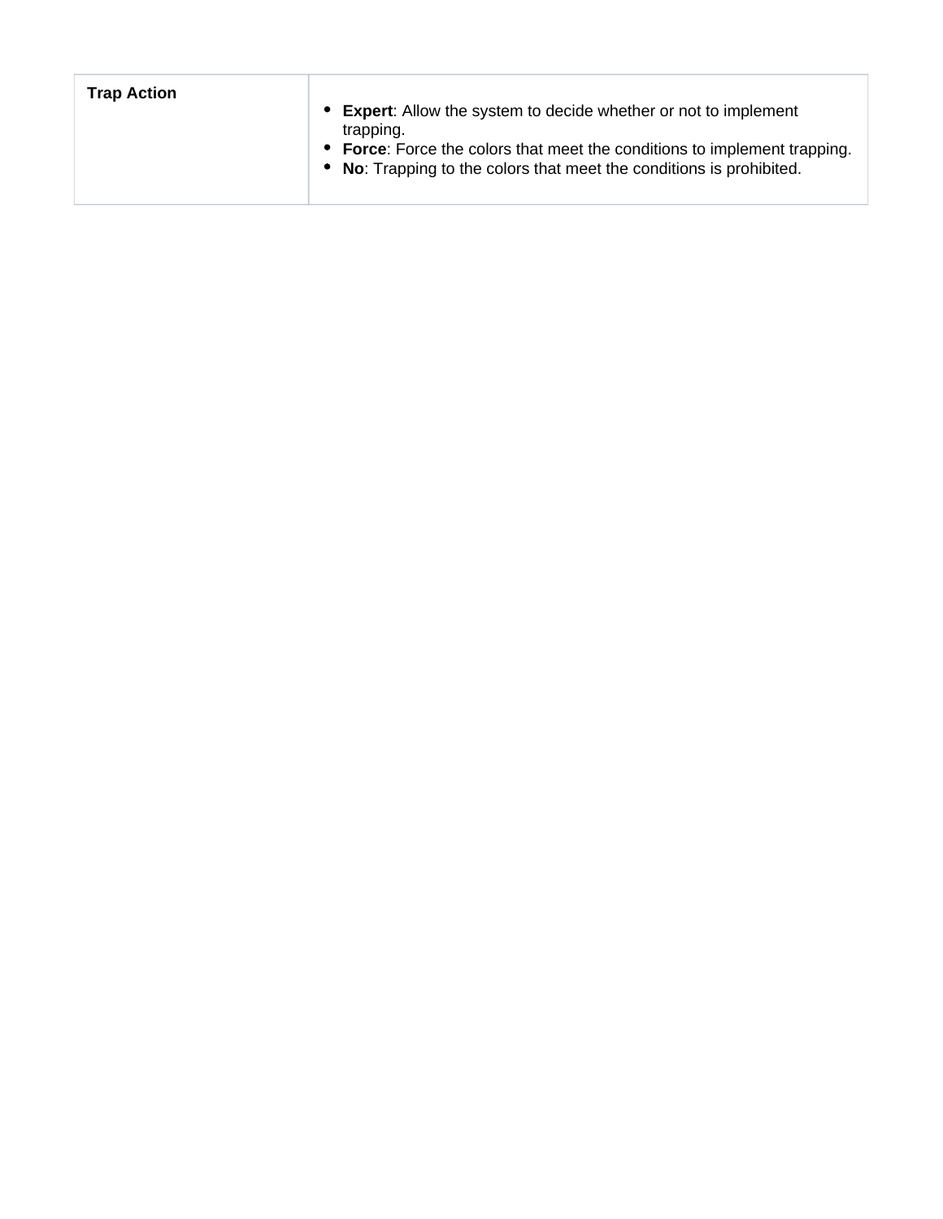| | |
|---|---|
| **Trap Action** | <ul><li>**Expert**: Allow the system to decide whether or not to implement trapping.</li><li>**Force**: Force the colors that meet the conditions to implement trapping.</li><li>**No**: Trapping to the colors that meet the conditions is prohibited.</li></ul> |